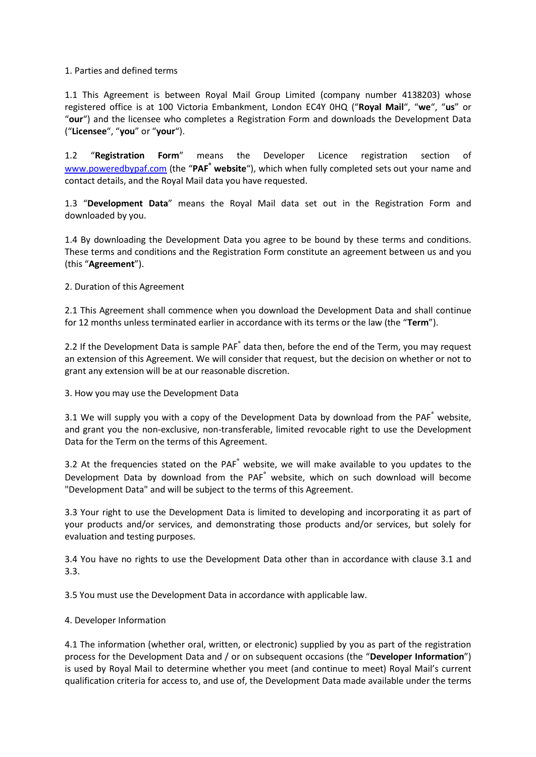1. Parties and defined terms

1.1 This Agreement is between Royal Mail Group Limited (company number 4138203) whose registered office is at 100 Victoria Embankment, London EC4Y 0HQ ("**Royal Mail**", "**we**", "**us**" or "**our**") and the licensee who completes a Registration Form and downloads the Development Data ("**Licensee**", "**you**" or "**your**").

1.2 "**Registration Form**" means the Developer Licence registration section of www.poweredbypaf.com (the "**PAF® website**"), which when fully completed sets out your name and contact details, and the Royal Mail data you have requested.

1.3 "**Development Data**" means the Royal Mail data set out in the Registration Form and downloaded by you.

1.4 By downloading the Development Data you agree to be bound by these terms and conditions. These terms and conditions and the Registration Form constitute an agreement between us and you (this "**Agreement**").

2. Duration of this Agreement

2.1 This Agreement shall commence when you download the Development Data and shall continue for 12 months unless terminated earlier in accordance with its terms or the law (the "**Term**").

2.2 If the Development Data is sample PAF® data then, before the end of the Term, you may request an extension of this Agreement. We will consider that request, but the decision on whether or not to grant any extension will be at our reasonable discretion.

3. How you may use the Development Data

3.1 We will supply you with a copy of the Development Data by download from the PAF® website, and grant you the non-exclusive, non-transferable, limited revocable right to use the Development Data for the Term on the terms of this Agreement.

3.2 At the frequencies stated on the PAF® website, we will make available to you updates to the Development Data by download from the PAF® website, which on such download will become "Development Data" and will be subject to the terms of this Agreement.

3.3 Your right to use the Development Data is limited to developing and incorporating it as part of your products and/or services, and demonstrating those products and/or services, but solely for evaluation and testing purposes.

3.4 You have no rights to use the Development Data other than in accordance with clause 3.1 and 3.3.

3.5 You must use the Development Data in accordance with applicable law.

4. Developer Information

4.1 The information (whether oral, written, or electronic) supplied by you as part of the registration process for the Development Data and / or on subsequent occasions (the "**Developer Information**") is used by Royal Mail to determine whether you meet (and continue to meet) Royal Mail's current qualification criteria for access to, and use of, the Development Data made available under the terms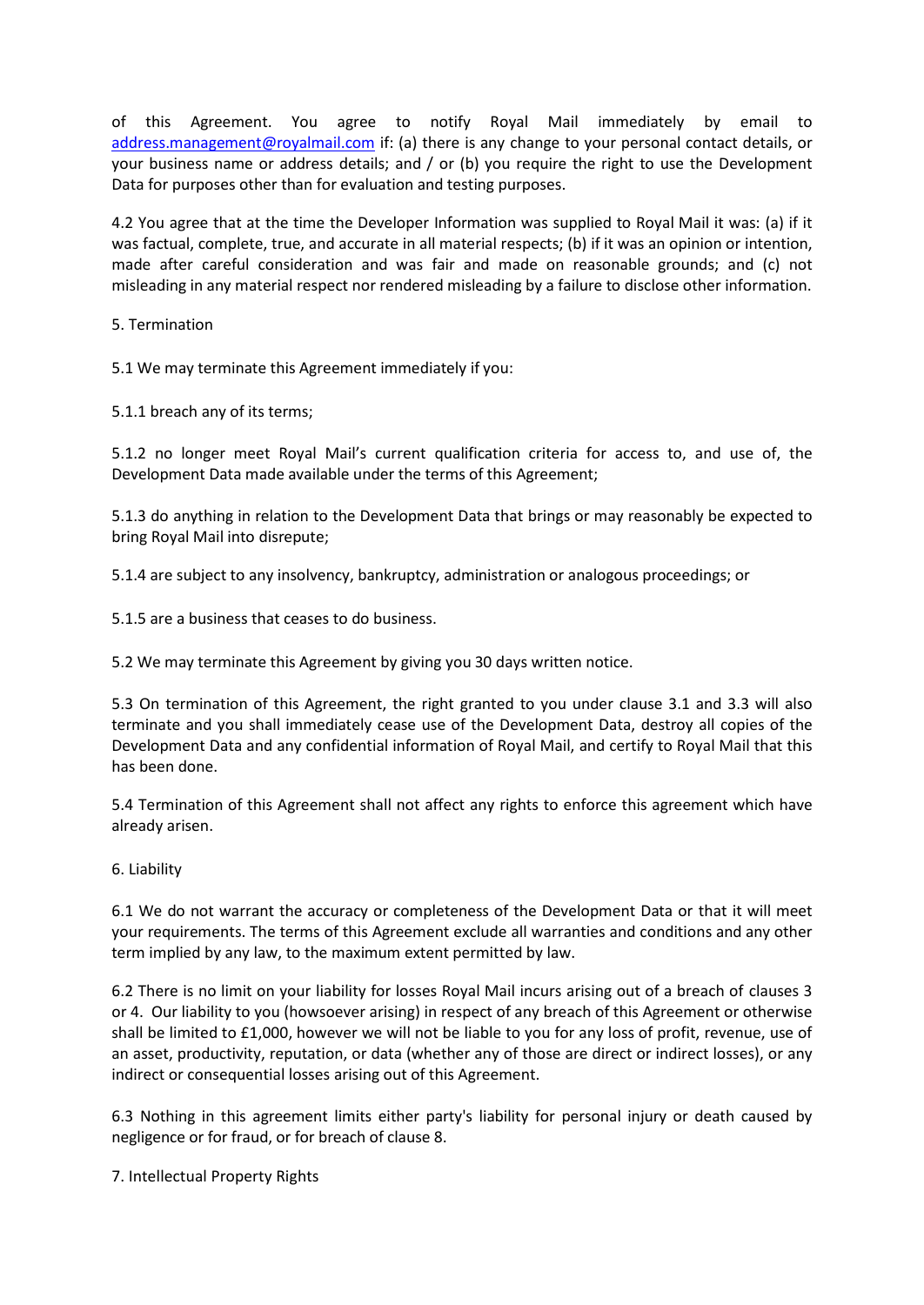of this Agreement. You agree to notify Royal Mail immediately by email to address.management@royalmail.com if: (a) there is any change to your personal contact details, or your business name or address details; and / or (b) you require the right to use the Development Data for purposes other than for evaluation and testing purposes.

4.2 You agree that at the time the Developer Information was supplied to Royal Mail it was: (a) if it was factual, complete, true, and accurate in all material respects; (b) if it was an opinion or intention, made after careful consideration and was fair and made on reasonable grounds; and (c) not misleading in any material respect nor rendered misleading by a failure to disclose other information.

5. Termination

5.1 We may terminate this Agreement immediately if you:

5.1.1 breach any of its terms;

5.1.2 no longer meet Royal Mail's current qualification criteria for access to, and use of, the Development Data made available under the terms of this Agreement;

5.1.3 do anything in relation to the Development Data that brings or may reasonably be expected to bring Royal Mail into disrepute;

5.1.4 are subject to any insolvency, bankruptcy, administration or analogous proceedings; or

5.1.5 are a business that ceases to do business.

5.2 We may terminate this Agreement by giving you 30 days written notice.

5.3 On termination of this Agreement, the right granted to you under clause 3.1 and 3.3 will also terminate and you shall immediately cease use of the Development Data, destroy all copies of the Development Data and any confidential information of Royal Mail, and certify to Royal Mail that this has been done.

5.4 Termination of this Agreement shall not affect any rights to enforce this agreement which have already arisen.

6. Liability

6.1 We do not warrant the accuracy or completeness of the Development Data or that it will meet your requirements. The terms of this Agreement exclude all warranties and conditions and any other term implied by any law, to the maximum extent permitted by law.

6.2 There is no limit on your liability for losses Royal Mail incurs arising out of a breach of clauses 3 or 4. Our liability to you (howsoever arising) in respect of any breach of this Agreement or otherwise shall be limited to £1,000, however we will not be liable to you for any loss of profit, revenue, use of an asset, productivity, reputation, or data (whether any of those are direct or indirect losses), or any indirect or consequential losses arising out of this Agreement.

6.3 Nothing in this agreement limits either party's liability for personal injury or death caused by negligence or for fraud, or for breach of clause 8.

7. Intellectual Property Rights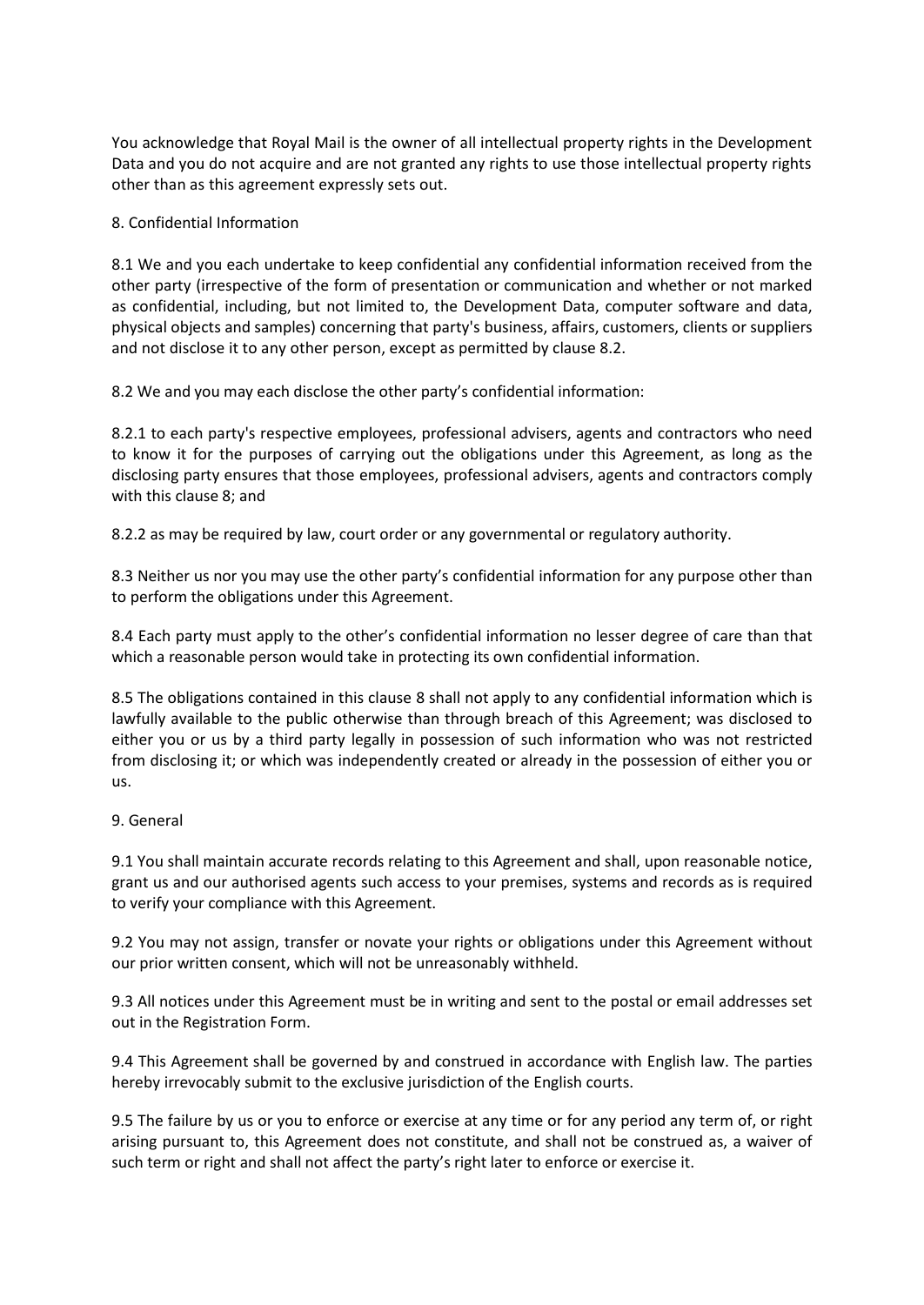You acknowledge that Royal Mail is the owner of all intellectual property rights in the Development Data and you do not acquire and are not granted any rights to use those intellectual property rights other than as this agreement expressly sets out.

## 8. Confidential Information

8.1 We and you each undertake to keep confidential any confidential information received from the other party (irrespective of the form of presentation or communication and whether or not marked as confidential, including, but not limited to, the Development Data, computer software and data, physical objects and samples) concerning that party's business, affairs, customers, clients or suppliers and not disclose it to any other person, except as permitted by clause 8.2.

8.2 We and you may each disclose the other party's confidential information:

8.2.1 to each party's respective employees, professional advisers, agents and contractors who need to know it for the purposes of carrying out the obligations under this Agreement, as long as the disclosing party ensures that those employees, professional advisers, agents and contractors comply with this clause 8; and

8.2.2 as may be required by law, court order or any governmental or regulatory authority.

8.3 Neither us nor you may use the other party's confidential information for any purpose other than to perform the obligations under this Agreement.

8.4 Each party must apply to the other's confidential information no lesser degree of care than that which a reasonable person would take in protecting its own confidential information.

8.5 The obligations contained in this clause 8 shall not apply to any confidential information which is lawfully available to the public otherwise than through breach of this Agreement; was disclosed to either you or us by a third party legally in possession of such information who was not restricted from disclosing it; or which was independently created or already in the possession of either you or us.

## 9. General

9.1 You shall maintain accurate records relating to this Agreement and shall, upon reasonable notice, grant us and our authorised agents such access to your premises, systems and records as is required to verify your compliance with this Agreement.

9.2 You may not assign, transfer or novate your rights or obligations under this Agreement without our prior written consent, which will not be unreasonably withheld.

9.3 All notices under this Agreement must be in writing and sent to the postal or email addresses set out in the Registration Form.

9.4 This Agreement shall be governed by and construed in accordance with English law. The parties hereby irrevocably submit to the exclusive jurisdiction of the English courts.

9.5 The failure by us or you to enforce or exercise at any time or for any period any term of, or right arising pursuant to, this Agreement does not constitute, and shall not be construed as, a waiver of such term or right and shall not affect the party's right later to enforce or exercise it.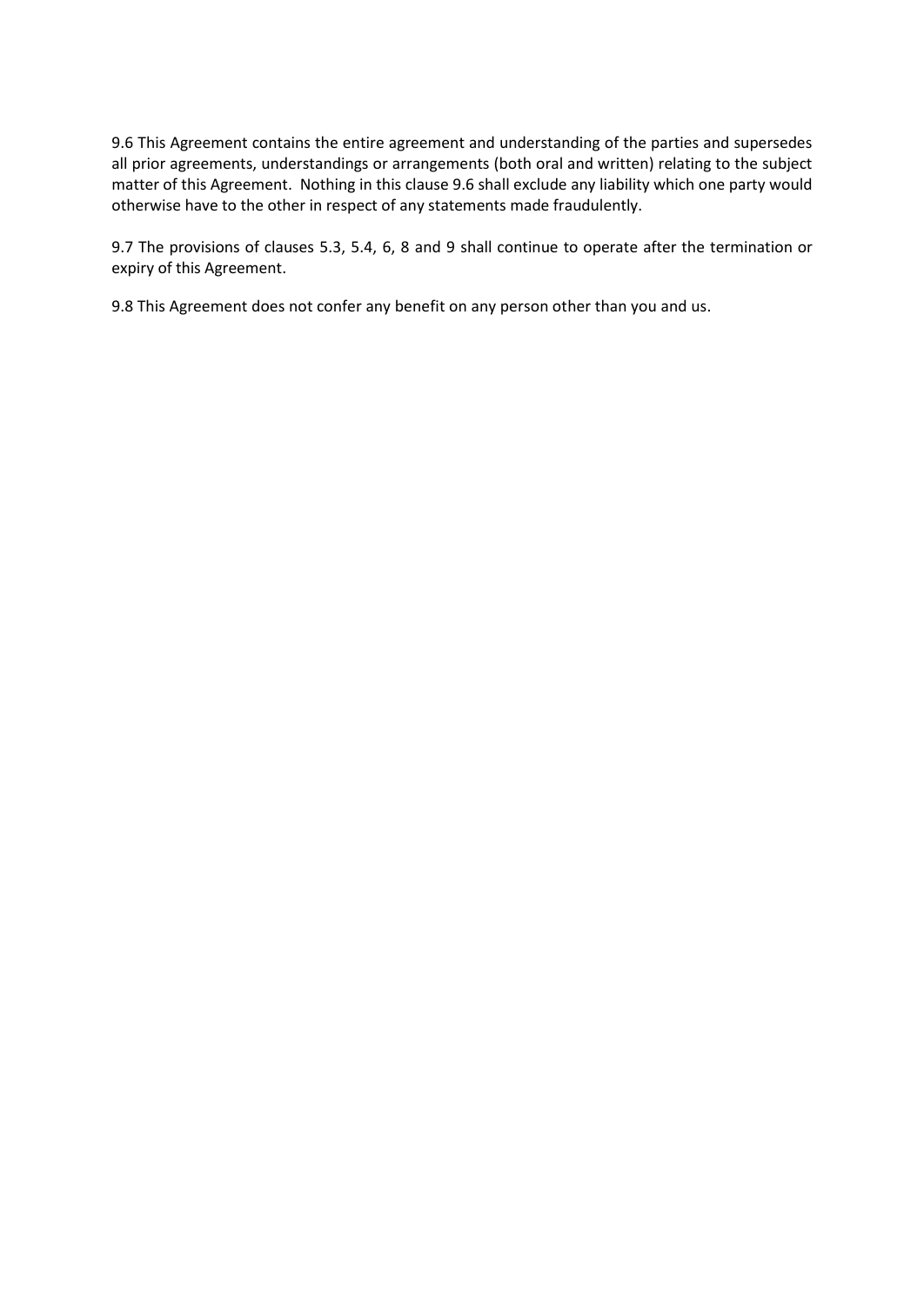9.6 This Agreement contains the entire agreement and understanding of the parties and supersedes all prior agreements, understandings or arrangements (both oral and written) relating to the subject matter of this Agreement. Nothing in this clause 9.6 shall exclude any liability which one party would otherwise have to the other in respect of any statements made fraudulently.

9.7 The provisions of clauses 5.3, 5.4, 6, 8 and 9 shall continue to operate after the termination or expiry of this Agreement.

9.8 This Agreement does not confer any benefit on any person other than you and us.